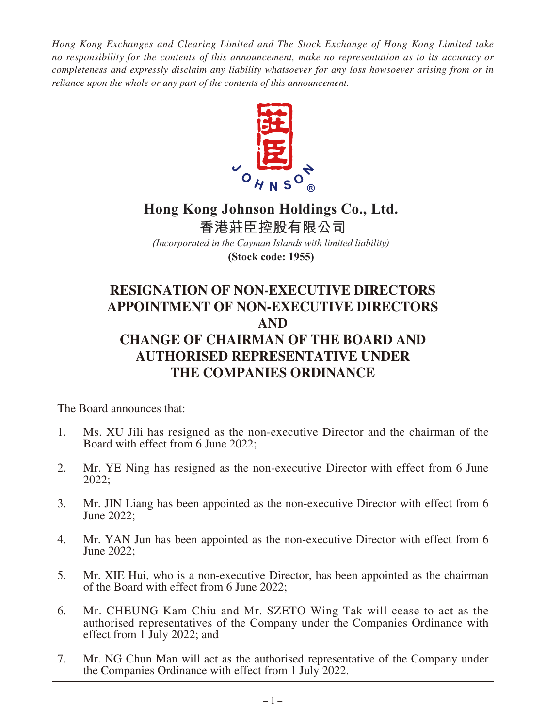*Hong Kong Exchanges and Clearing Limited and The Stock Exchange of Hong Kong Limited take no responsibility for the contents of this announcement, make no representation as to its accuracy or completeness and expressly disclaim any liability whatsoever for any loss howsoever arising from or in reliance upon the whole or any part of the contents of this announcement.*

# Hong Kong Johnson Holdings Co., Ltd.

# 香港莊臣控股有限公司

*(Incorporated in the Cayman Islands with limited liability)*

**(Stock code: 1955)**

## RESIGNATION OF NON-EXECUTIVE DIRECTORS APPOINTMENT OF NON-EXECUTIVE DIRECTORS AND CHANGE OF CHAIRMAN OF THE BOARD AND AUTHORISED REPRESENTATIVE UNDER THE COMPANIES ORDINANCE

The Board announces that:

1. Ms. XU Jili has resigned as the non-executive Director and the chairman of the Board with effect from 6 June 2022;
2. Mr. YE Ning has resigned as the non-executive Director with effect from 6 June 2022;
3. Mr. JIN Liang has been appointed as the non-executive Director with effect from 6 June 2022;
4. Mr. YAN Jun has been appointed as the non-executive Director with effect from 6 June 2022;
5. Mr. XIE Hui, who is a non-executive Director, has been appointed as the chairman of the Board with effect from 6 June 2022;
6. Mr. CHEUNG Kam Chiu and Mr. SZETO Wing Tak will cease to act as the authorised representatives of the Company under the Companies Ordinance with effect from 1 July 2022; and
7. Mr. NG Chun Man will act as the authorised representative of the Company under the Companies Ordinance with effect from 1 July 2022.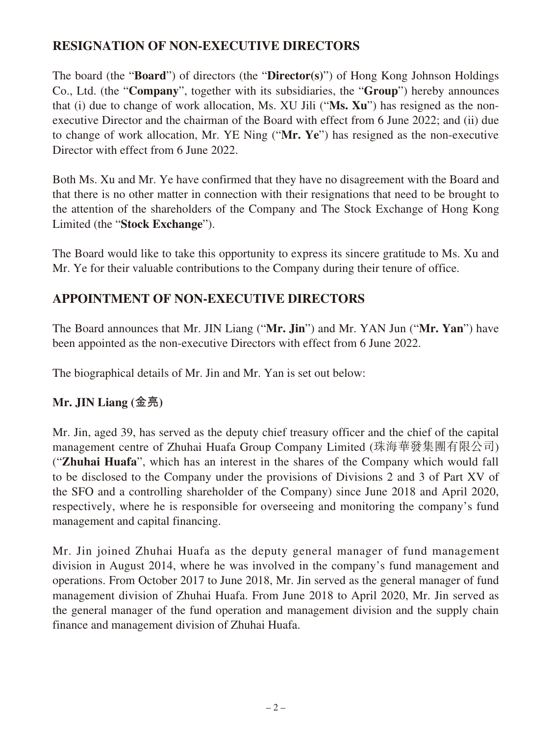## RESIGNATION OF NON-EXECUTIVE DIRECTORS

The board (the "**Board**") of directors (the "**Director(s)**") of Hong Kong Johnson Holdings Co., Ltd. (the "**Company**", together with its subsidiaries, the "**Group**") hereby announces that (i) due to change of work allocation, Ms. XU Jili ("**Ms. Xu**") has resigned as the non-executive Director and the chairman of the Board with effect from 6 June 2022; and (ii) due to change of work allocation, Mr. YE Ning ("**Mr. Ye**") has resigned as the non-executive Director with effect from 6 June 2022.

Both Ms. Xu and Mr. Ye have confirmed that they have no disagreement with the Board and that there is no other matter in connection with their resignations that need to be brought to the attention of the shareholders of the Company and The Stock Exchange of Hong Kong Limited (the "**Stock Exchange**").

The Board would like to take this opportunity to express its sincere gratitude to Ms. Xu and Mr. Ye for their valuable contributions to the Company during their tenure of office.

## APPOINTMENT OF NON-EXECUTIVE DIRECTORS

The Board announces that Mr. JIN Liang ("**Mr. Jin**") and Mr. YAN Jun ("**Mr. Yan**") have been appointed as the non-executive Directors with effect from 6 June 2022.

The biographical details of Mr. Jin and Mr. Yan is set out below:

### Mr. JIN Liang (金亮)

Mr. Jin, aged 39, has served as the deputy chief treasury officer and the chief of the capital management centre of Zhuhai Huafa Group Company Limited (珠海華發集團有限公司) ("**Zhuhai Huafa**", which has an interest in the shares of the Company which would fall to be disclosed to the Company under the provisions of Divisions 2 and 3 of Part XV of the SFO and a controlling shareholder of the Company) since June 2018 and April 2020, respectively, where he is responsible for overseeing and monitoring the company's fund management and capital financing.

Mr. Jin joined Zhuhai Huafa as the deputy general manager of fund management division in August 2014, where he was involved in the company's fund management and operations. From October 2017 to June 2018, Mr. Jin served as the general manager of fund management division of Zhuhai Huafa. From June 2018 to April 2020, Mr. Jin served as the general manager of the fund operation and management division and the supply chain finance and management division of Zhuhai Huafa.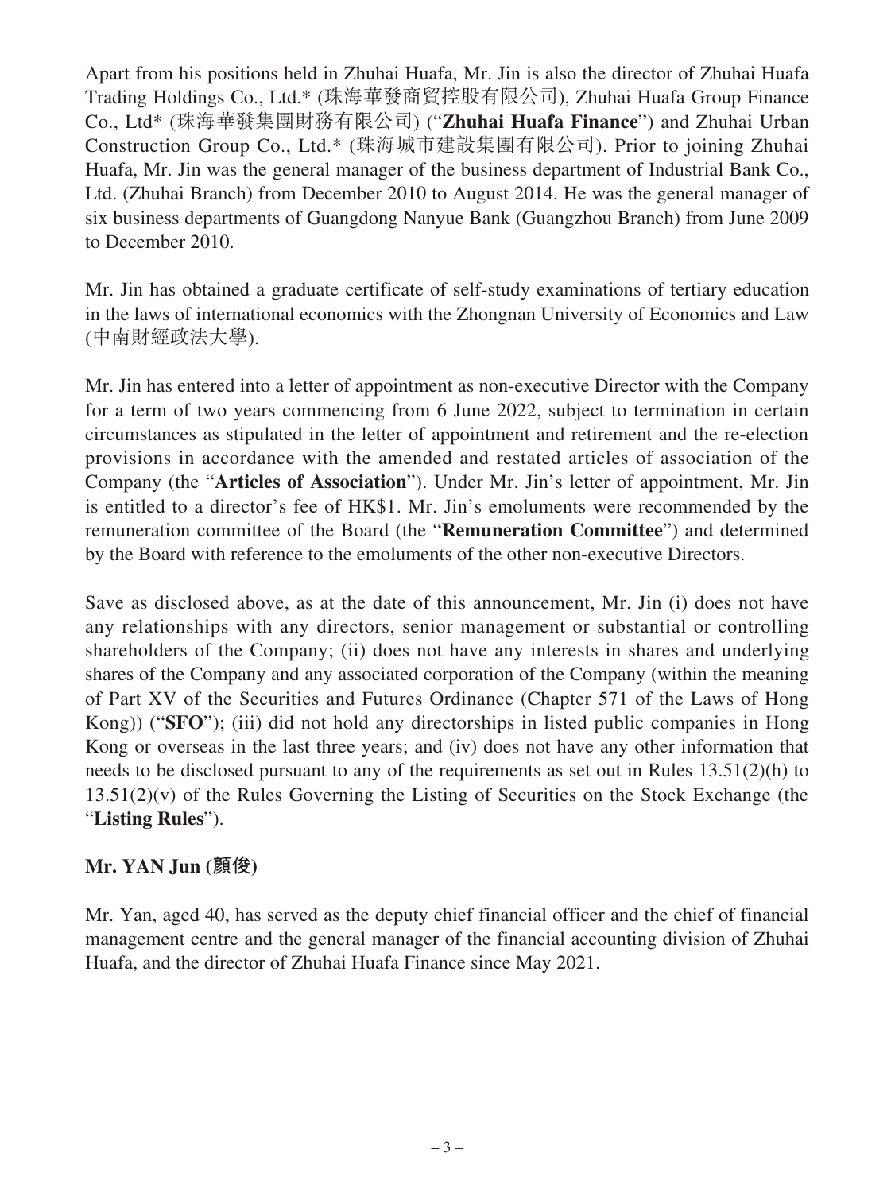Apart from his positions held in Zhuhai Huafa, Mr. Jin is also the director of Zhuhai Huafa Trading Holdings Co., Ltd.* (珠海華發商貿控股有限公司), Zhuhai Huafa Group Finance Co., Ltd* (珠海華發集團財務有限公司) ("**Zhuhai Huafa Finance**") and Zhuhai Urban Construction Group Co., Ltd.* (珠海城市建設集團有限公司). Prior to joining Zhuhai Huafa, Mr. Jin was the general manager of the business department of Industrial Bank Co., Ltd. (Zhuhai Branch) from December 2010 to August 2014. He was the general manager of six business departments of Guangdong Nanyue Bank (Guangzhou Branch) from June 2009 to December 2010.

Mr. Jin has obtained a graduate certificate of self-study examinations of tertiary education in the laws of international economics with the Zhongnan University of Economics and Law (中南財經政法大學).

Mr. Jin has entered into a letter of appointment as non-executive Director with the Company for a term of two years commencing from 6 June 2022, subject to termination in certain circumstances as stipulated in the letter of appointment and retirement and the re-election provisions in accordance with the amended and restated articles of association of the Company (the "**Articles of Association**"). Under Mr. Jin's letter of appointment, Mr. Jin is entitled to a director's fee of HK$1. Mr. Jin's emoluments were recommended by the remuneration committee of the Board (the "**Remuneration Committee**") and determined by the Board with reference to the emoluments of the other non-executive Directors.

Save as disclosed above, as at the date of this announcement, Mr. Jin (i) does not have any relationships with any directors, senior management or substantial or controlling shareholders of the Company; (ii) does not have any interests in shares and underlying shares of the Company and any associated corporation of the Company (within the meaning of Part XV of the Securities and Futures Ordinance (Chapter 571 of the Laws of Hong Kong)) ("**SFO**"); (iii) did not hold any directorships in listed public companies in Hong Kong or overseas in the last three years; and (iv) does not have any other information that needs to be disclosed pursuant to any of the requirements as set out in Rules 13.51(2)(h) to 13.51(2)(v) of the Rules Governing the Listing of Securities on the Stock Exchange (the "**Listing Rules**").

**Mr. YAN Jun (顏俊)**

Mr. Yan, aged 40, has served as the deputy chief financial officer and the chief of financial management centre and the general manager of the financial accounting division of Zhuhai Huafa, and the director of Zhuhai Huafa Finance since May 2021.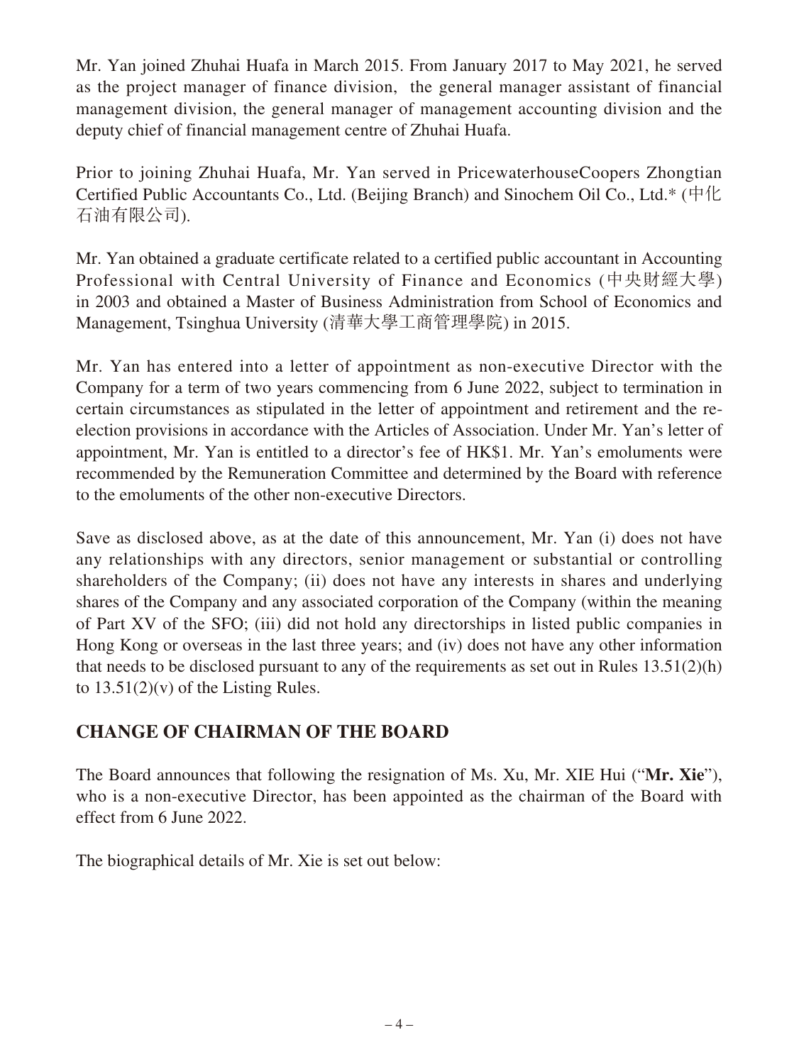Mr. Yan joined Zhuhai Huafa in March 2015. From January 2017 to May 2021, he served as the project manager of finance division, the general manager assistant of financial management division, the general manager of management accounting division and the deputy chief of financial management centre of Zhuhai Huafa.

Prior to joining Zhuhai Huafa, Mr. Yan served in PricewaterhouseCoopers Zhongtian Certified Public Accountants Co., Ltd. (Beijing Branch) and Sinochem Oil Co., Ltd.* (中化石油有限公司).

Mr. Yan obtained a graduate certificate related to a certified public accountant in Accounting Professional with Central University of Finance and Economics (中央財經大學) in 2003 and obtained a Master of Business Administration from School of Economics and Management, Tsinghua University (清華大學工商管理學院) in 2015.

Mr. Yan has entered into a letter of appointment as non-executive Director with the Company for a term of two years commencing from 6 June 2022, subject to termination in certain circumstances as stipulated in the letter of appointment and retirement and the re-election provisions in accordance with the Articles of Association. Under Mr. Yan's letter of appointment, Mr. Yan is entitled to a director's fee of HK$1. Mr. Yan's emoluments were recommended by the Remuneration Committee and determined by the Board with reference to the emoluments of the other non-executive Directors.

Save as disclosed above, as at the date of this announcement, Mr. Yan (i) does not have any relationships with any directors, senior management or substantial or controlling shareholders of the Company; (ii) does not have any interests in shares and underlying shares of the Company and any associated corporation of the Company (within the meaning of Part XV of the SFO; (iii) did not hold any directorships in listed public companies in Hong Kong or overseas in the last three years; and (iv) does not have any other information that needs to be disclosed pursuant to any of the requirements as set out in Rules 13.51(2)(h) to 13.51(2)(v) of the Listing Rules.

## CHANGE OF CHAIRMAN OF THE BOARD

The Board announces that following the resignation of Ms. Xu, Mr. XIE Hui ("**Mr. Xie**"), who is a non-executive Director, has been appointed as the chairman of the Board with effect from 6 June 2022.

The biographical details of Mr. Xie is set out below: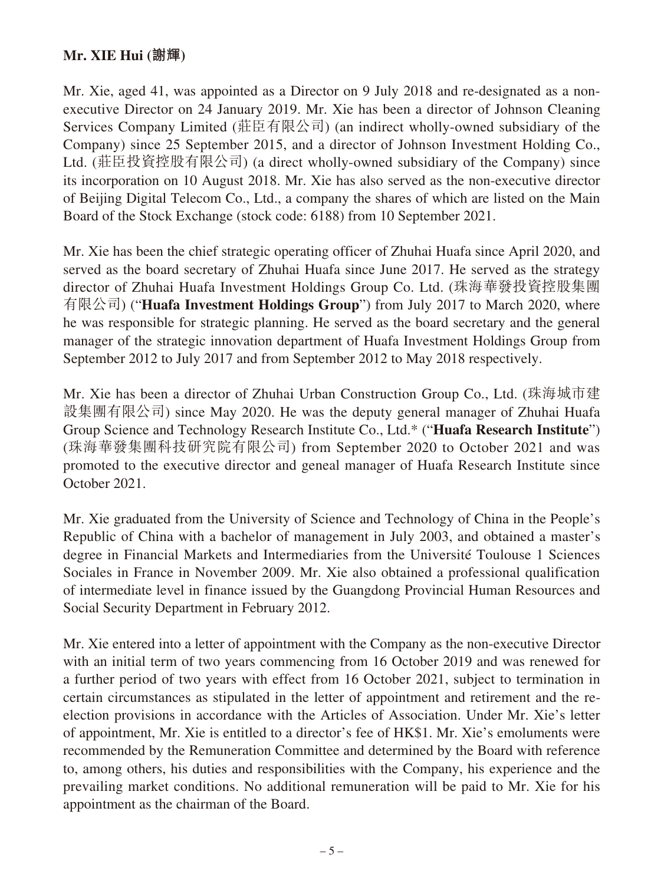**Mr. XIE Hui (謝輝)**

Mr. Xie, aged 41, was appointed as a Director on 9 July 2018 and re-designated as a non-executive Director on 24 January 2019. Mr. Xie has been a director of Johnson Cleaning Services Company Limited (莊臣有限公司) (an indirect wholly-owned subsidiary of the Company) since 25 September 2015, and a director of Johnson Investment Holding Co., Ltd. (莊臣投資控股有限公司) (a direct wholly-owned subsidiary of the Company) since its incorporation on 10 August 2018. Mr. Xie has also served as the non-executive director of Beijing Digital Telecom Co., Ltd., a company the shares of which are listed on the Main Board of the Stock Exchange (stock code: 6188) from 10 September 2021.

Mr. Xie has been the chief strategic operating officer of Zhuhai Huafa since April 2020, and served as the board secretary of Zhuhai Huafa since June 2017. He served as the strategy director of Zhuhai Huafa Investment Holdings Group Co. Ltd. (珠海華發投資控股集團有限公司) ("**Huafa Investment Holdings Group**") from July 2017 to March 2020, where he was responsible for strategic planning. He served as the board secretary and the general manager of the strategic innovation department of Huafa Investment Holdings Group from September 2012 to July 2017 and from September 2012 to May 2018 respectively.

Mr. Xie has been a director of Zhuhai Urban Construction Group Co., Ltd. (珠海城市建設集團有限公司) since May 2020. He was the deputy general manager of Zhuhai Huafa Group Science and Technology Research Institute Co., Ltd.* ("**Huafa Research Institute**") (珠海華發集團科技研究院有限公司) from September 2020 to October 2021 and was promoted to the executive director and geneal manager of Huafa Research Institute since October 2021.

Mr. Xie graduated from the University of Science and Technology of China in the People's Republic of China with a bachelor of management in July 2003, and obtained a master's degree in Financial Markets and Intermediaries from the Université Toulouse 1 Sciences Sociales in France in November 2009. Mr. Xie also obtained a professional qualification of intermediate level in finance issued by the Guangdong Provincial Human Resources and Social Security Department in February 2012.

Mr. Xie entered into a letter of appointment with the Company as the non-executive Director with an initial term of two years commencing from 16 October 2019 and was renewed for a further period of two years with effect from 16 October 2021, subject to termination in certain circumstances as stipulated in the letter of appointment and retirement and the re-election provisions in accordance with the Articles of Association. Under Mr. Xie's letter of appointment, Mr. Xie is entitled to a director's fee of HK$1. Mr. Xie's emoluments were recommended by the Remuneration Committee and determined by the Board with reference to, among others, his duties and responsibilities with the Company, his experience and the prevailing market conditions. No additional remuneration will be paid to Mr. Xie for his appointment as the chairman of the Board.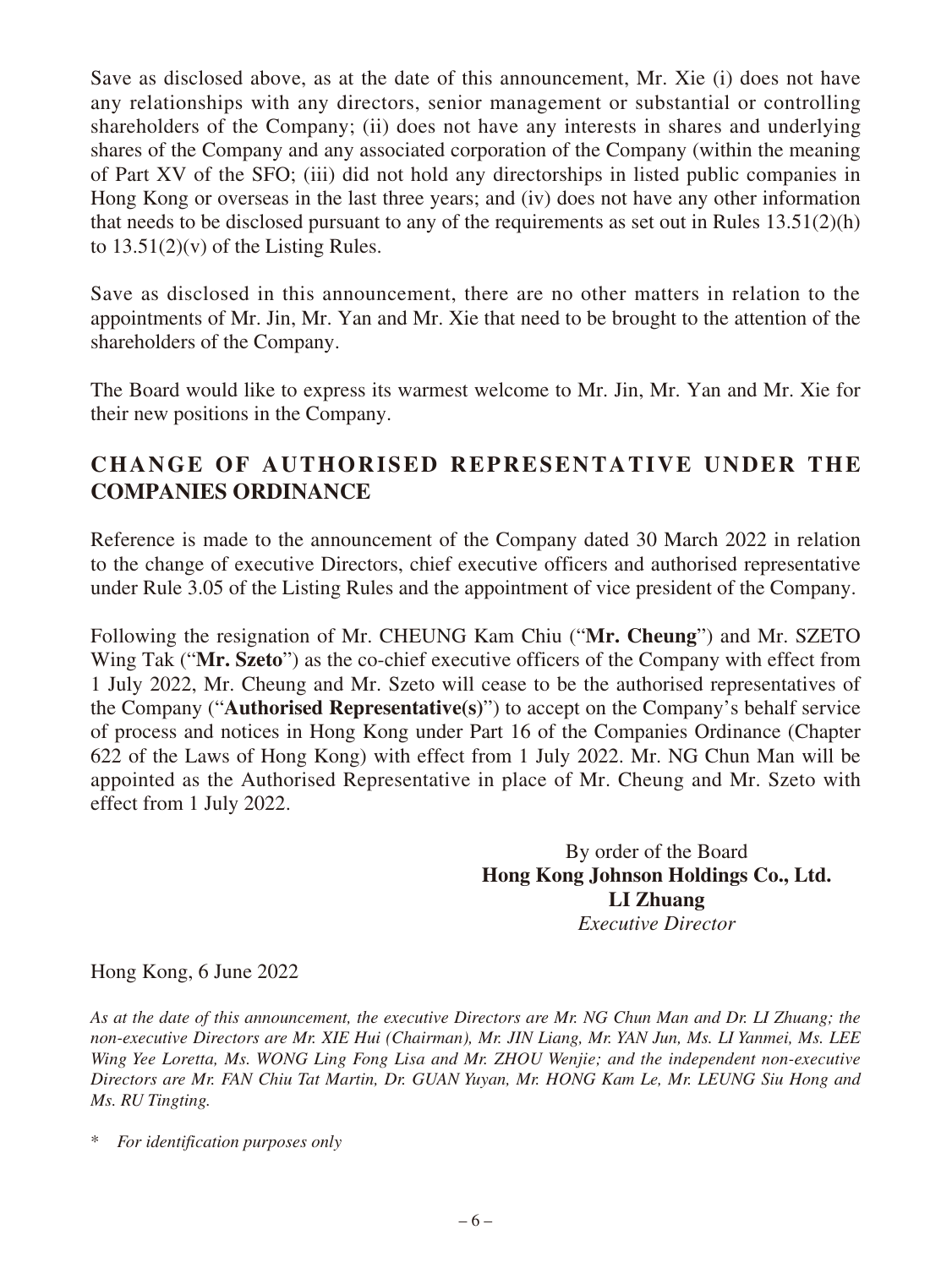Save as disclosed above, as at the date of this announcement, Mr. Xie (i) does not have any relationships with any directors, senior management or substantial or controlling shareholders of the Company; (ii) does not have any interests in shares and underlying shares of the Company and any associated corporation of the Company (within the meaning of Part XV of the SFO; (iii) did not hold any directorships in listed public companies in Hong Kong or overseas in the last three years; and (iv) does not have any other information that needs to be disclosed pursuant to any of the requirements as set out in Rules 13.51(2)(h) to 13.51(2)(v) of the Listing Rules.

Save as disclosed in this announcement, there are no other matters in relation to the appointments of Mr. Jin, Mr. Yan and Mr. Xie that need to be brought to the attention of the shareholders of the Company.

The Board would like to express its warmest welcome to Mr. Jin, Mr. Yan and Mr. Xie for their new positions in the Company.

## CHANGE OF AUTHORISED REPRESENTATIVE UNDER THE COMPANIES ORDINANCE

Reference is made to the announcement of the Company dated 30 March 2022 in relation to the change of executive Directors, chief executive officers and authorised representative under Rule 3.05 of the Listing Rules and the appointment of vice president of the Company.

Following the resignation of Mr. CHEUNG Kam Chiu ("**Mr. Cheung**") and Mr. SZETO Wing Tak ("**Mr. Szeto**") as the co-chief executive officers of the Company with effect from 1 July 2022, Mr. Cheung and Mr. Szeto will cease to be the authorised representatives of the Company ("**Authorised Representative(s)**") to accept on the Company's behalf service of process and notices in Hong Kong under Part 16 of the Companies Ordinance (Chapter 622 of the Laws of Hong Kong) with effect from 1 July 2022. Mr. NG Chun Man will be appointed as the Authorised Representative in place of Mr. Cheung and Mr. Szeto with effect from 1 July 2022.

By order of the Board
**Hong Kong Johnson Holdings Co., Ltd.**
**LI Zhuang**
*Executive Director*

Hong Kong, 6 June 2022

*As at the date of this announcement, the executive Directors are Mr. NG Chun Man and Dr. LI Zhuang; the non-executive Directors are Mr. XIE Hui (Chairman), Mr. JIN Liang, Mr. YAN Jun, Ms. LI Yanmei, Ms. LEE Wing Yee Loretta, Ms. WONG Ling Fong Lisa and Mr. ZHOU Wenjie; and the independent non-executive Directors are Mr. FAN Chiu Tat Martin, Dr. GUAN Yuyan, Mr. HONG Kam Le, Mr. LEUNG Siu Hong and Ms. RU Tingting.*

\* *For identification purposes only*